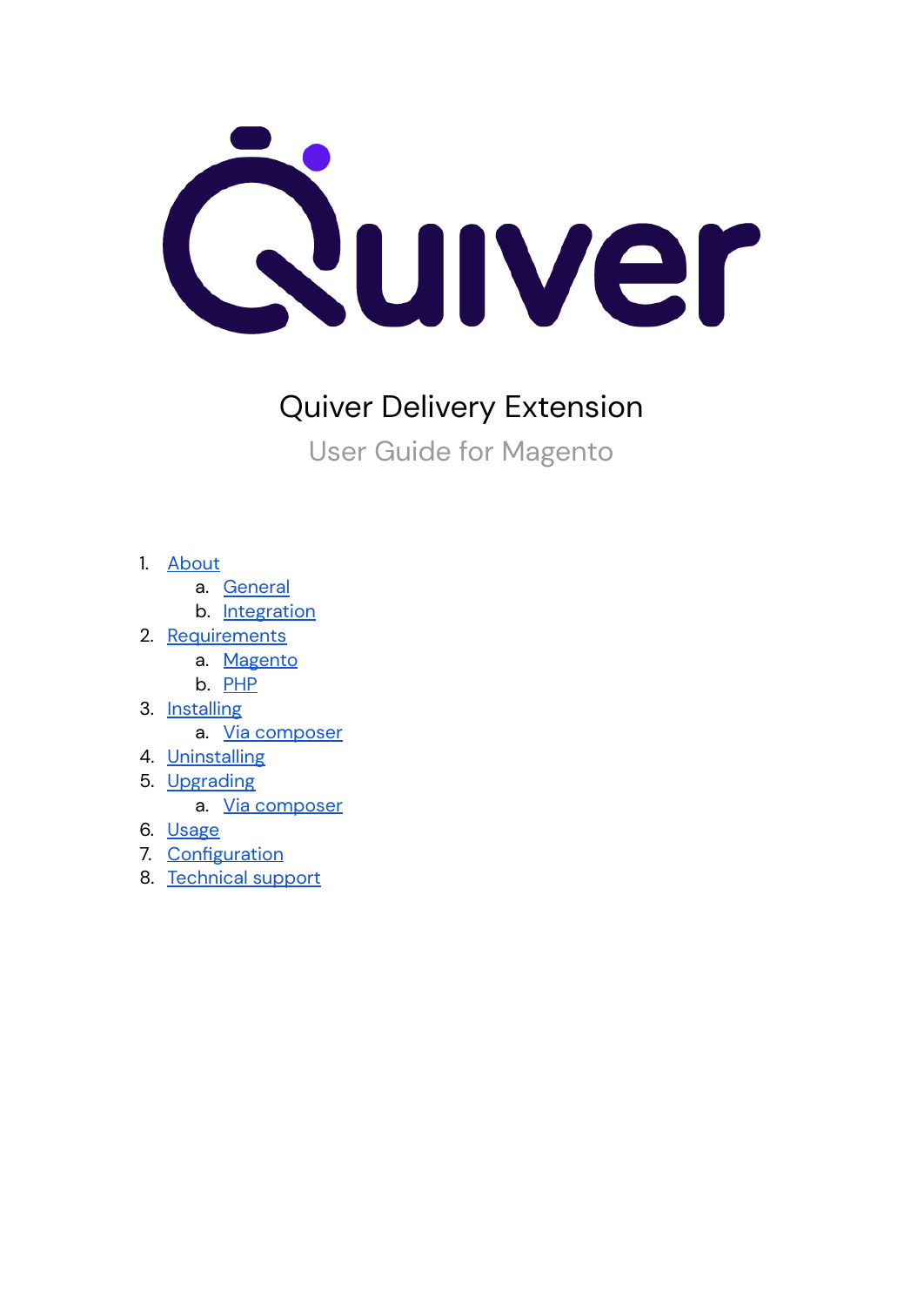# Quiver Delivery Extension

## User Guide for Magento

1. About
   a. General
   b. Integration
2. Requirements
   a. Magento
   b. PHP
3. Installing
   a. Via composer
4. Uninstalling
5. Upgrading
   a. Via composer
6. Usage
7. Configuration
8. Technical support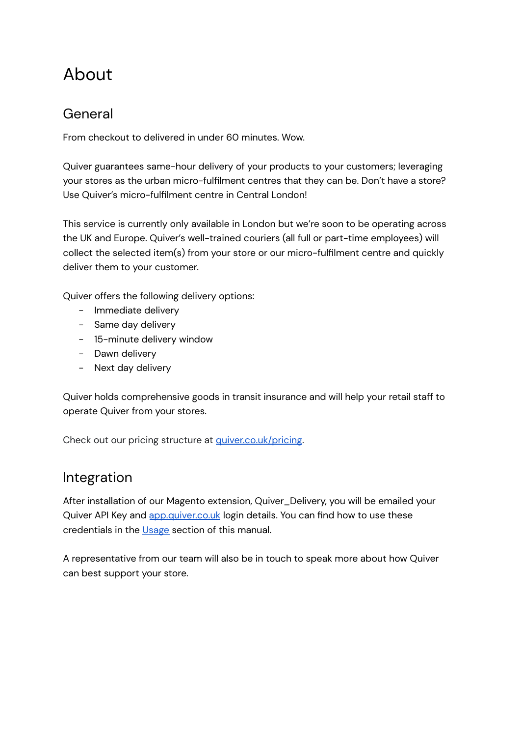# About

## General

From checkout to delivered in under 60 minutes. Wow.

Quiver guarantees same-hour delivery of your products to your customers; leveraging your stores as the urban micro-fulfilment centres that they can be. Don't have a store? Use Quiver's micro-fulfilment centre in Central London!

This service is currently only available in London but we're soon to be operating across the UK and Europe. Quiver's well-trained couriers (all full or part-time employees) will collect the selected item(s) from your store or our micro-fulfilment centre and quickly deliver them to your customer.

Quiver offers the following delivery options:

- Immediate delivery
- Same day delivery
- 15-minute delivery window
- Dawn delivery
- Next day delivery

Quiver holds comprehensive goods in transit insurance and will help your retail staff to operate Quiver from your stores.

Check out our pricing structure at [quiver.co.uk/pricing](quiver.co.uk/pricing).

## Integration

After installation of our Magento extension, Quiver_Delivery, you will be emailed your Quiver API Key and [app.quiver.co.uk](app.quiver.co.uk) login details. You can find how to use these credentials in the [Usage](#usage) section of this manual.

A representative from our team will also be in touch to speak more about how Quiver can best support your store.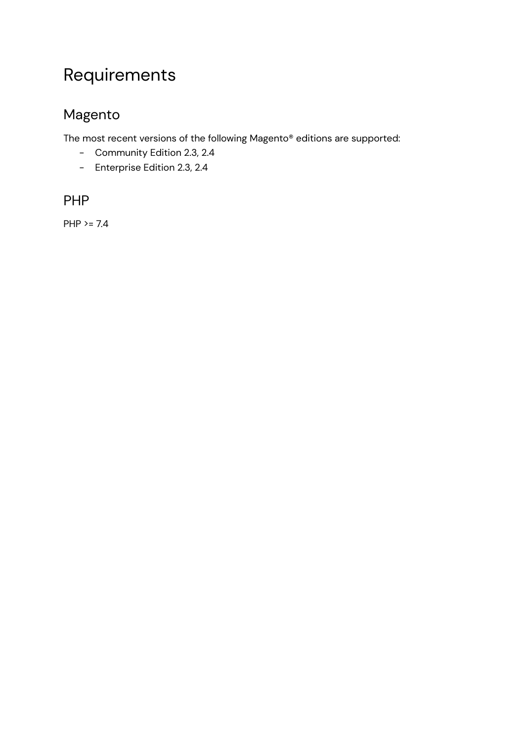# Requirements

## Magento

The most recent versions of the following Magento® editions are supported:

- Community Edition 2.3, 2.4
- Enterprise Edition 2.3, 2.4

## PHP

PHP >= 7.4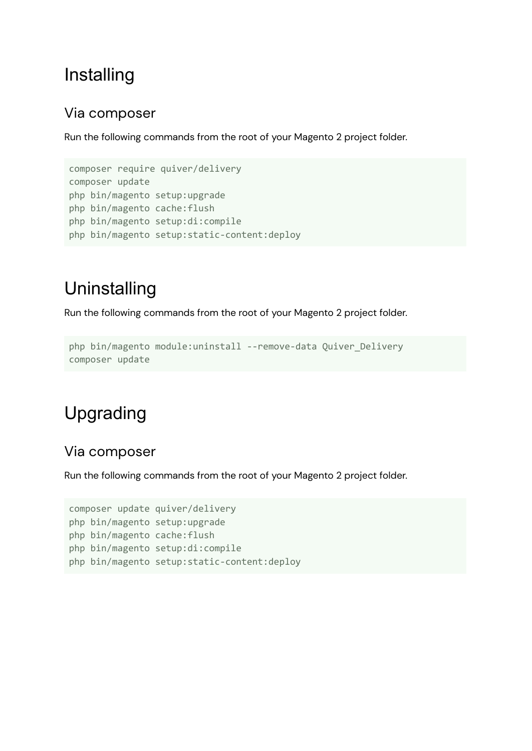# Installing

## Via composer

Run the following commands from the root of your Magento 2 project folder.

```
composer require quiver/delivery
composer update
php bin/magento setup:upgrade
php bin/magento cache:flush
php bin/magento setup:di:compile
php bin/magento setup:static-content:deploy
```

# Uninstalling

Run the following commands from the root of your Magento 2 project folder.

```
php bin/magento module:uninstall --remove-data Quiver_Delivery
composer update
```

# Upgrading

## Via composer

Run the following commands from the root of your Magento 2 project folder.

```
composer update quiver/delivery
php bin/magento setup:upgrade
php bin/magento cache:flush
php bin/magento setup:di:compile
php bin/magento setup:static-content:deploy
```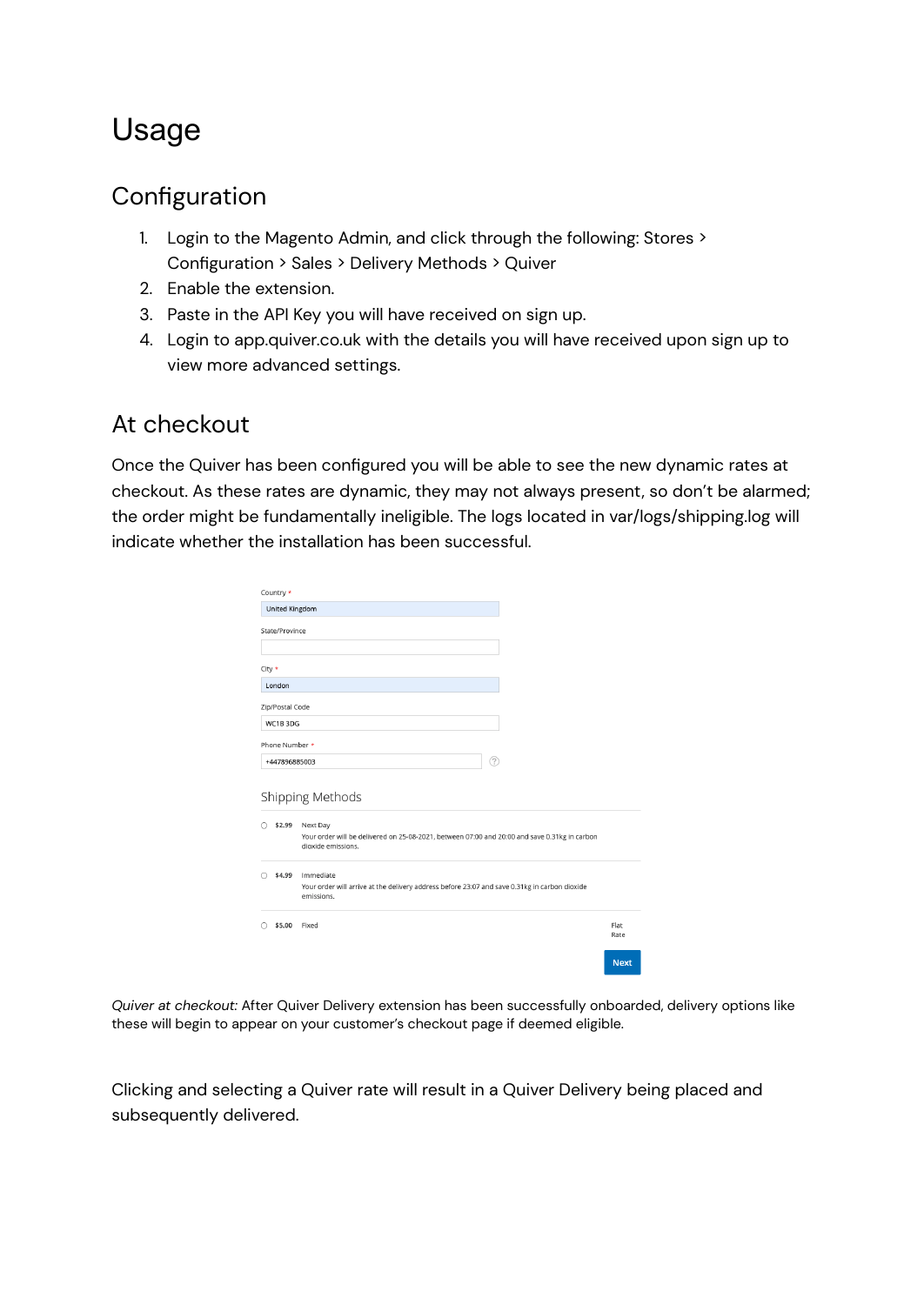# Usage

## Configuration

1. Login to the Magento Admin, and click through the following: Stores > Configuration > Sales > Delivery Methods > Quiver
2. Enable the extension.
3. Paste in the API Key you will have received on sign up.
4. Login to app.quiver.co.uk with the details you will have received upon sign up to view more advanced settings.

## At checkout

Once the Quiver has been configured you will be able to see the new dynamic rates at checkout. As these rates are dynamic, they may not always present, so don't be alarmed; the order might be fundamentally ineligible. The logs located in var/logs/shipping.log will indicate whether the installation has been successful.

*Quiver at checkout:* After Quiver Delivery extension has been successfully onboarded, delivery options like these will begin to appear on your customer's checkout page if deemed eligible.

Clicking and selecting a Quiver rate will result in a Quiver Delivery being placed and subsequently delivered.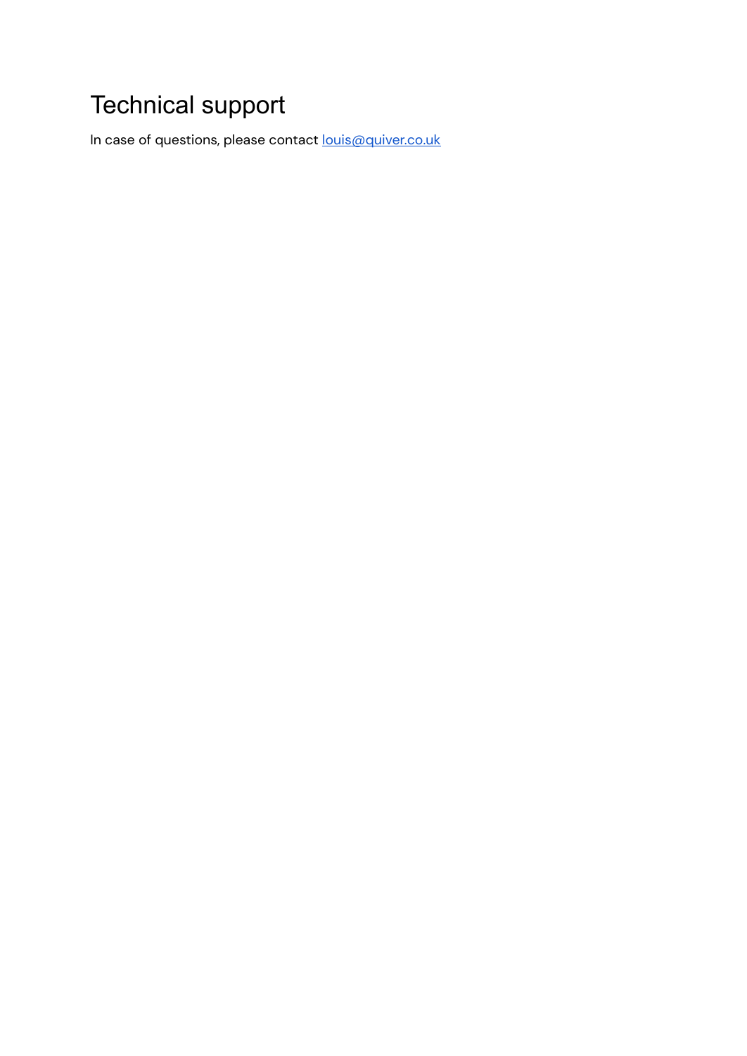# Technical support

In case of questions, please contact [louis@quiver.co.uk](mailto:louis@quiver.co.uk)